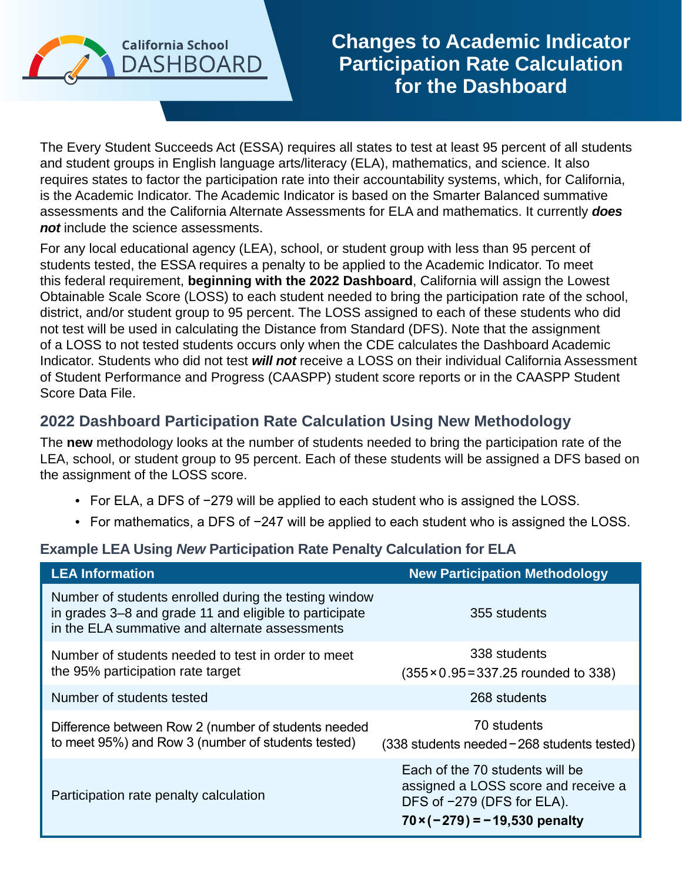California School DASHBOARD

# Changes to Academic Indicator Participation Rate Calculation for the Dashboard

The Every Student Succeeds Act (ESSA) requires all states to test at least 95 percent of all students and student groups in English language arts/literacy (ELA), mathematics, and science. It also requires states to factor the participation rate into their accountability systems, which, for California, is the Academic Indicator. The Academic Indicator is based on the Smarter Balanced summative assessments and the California Alternate Assessments for ELA and mathematics. It currently ***does not*** include the science assessments.

For any local educational agency (LEA), school, or student group with less than 95 percent of students tested, the ESSA requires a penalty to be applied to the Academic Indicator. To meet this federal requirement, **beginning with the 2022 Dashboard**, California will assign the Lowest Obtainable Scale Score (LOSS) to each student needed to bring the participation rate of the school, district, and/or student group to 95 percent. The LOSS assigned to each of these students who did not test will be used in calculating the Distance from Standard (DFS). Note that the assignment of a LOSS to not tested students occurs only when the CDE calculates the Dashboard Academic Indicator. Students who did not test ***will not*** receive a LOSS on their individual California Assessment of Student Performance and Progress (CAASPP) student score reports or in the CAASPP Student Score Data File.

## 2022 Dashboard Participation Rate Calculation Using New Methodology

The **new** methodology looks at the number of students needed to bring the participation rate of the LEA, school, or student group to 95 percent. Each of these students will be assigned a DFS based on the assignment of the LOSS score.

- For ELA, a DFS of −279 will be applied to each student who is assigned the LOSS.
- For mathematics, a DFS of −247 will be applied to each student who is assigned the LOSS.

### Example LEA Using *New* Participation Rate Penalty Calculation for ELA

| LEA Information | New Participation Methodology |
|---|---|
| Number of students enrolled during the testing window in grades 3–8 and grade 11 and eligible to participate in the ELA summative and alternate assessments | 355 students |
| Number of students needed to test in order to meet the 95% participation rate target | 338 students ($355 \times 0.95 = 337.25$ rounded to 338) |
| Number of students tested | 268 students |
| Difference between Row 2 (number of students needed to meet 95%) and Row 3 (number of students tested) | 70 students (338 students needed − 268 students tested) |
| Participation rate penalty calculation | Each of the 70 students will be assigned a LOSS score and receive a DFS of −279 (DFS for ELA). **$70 \times (-279) = -19{,}530$ penalty** |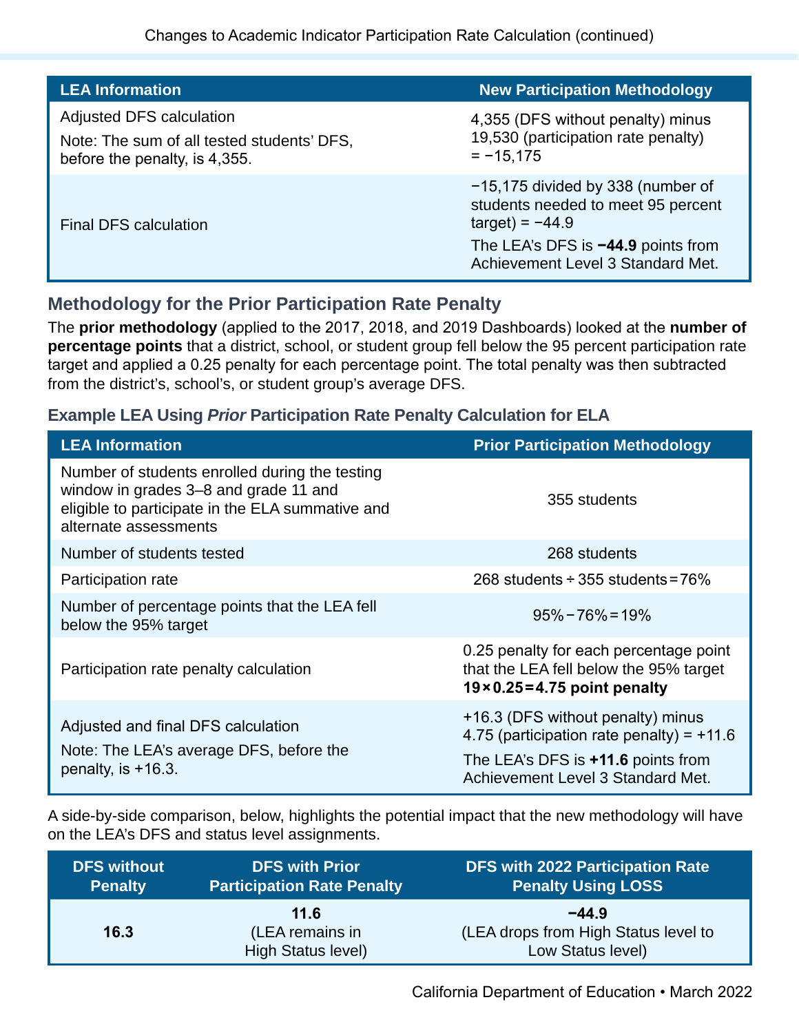| LEA Information | New Participation Methodology |
|---|---|
| Adjusted DFS calculation<br>Note: The sum of all tested students' DFS, before the penalty, is 4,355. | 4,355 (DFS without penalty) minus 19,530 (participation rate penalty) = −15,175 |
| Final DFS calculation | −15,175 divided by 338 (number of students needed to meet 95 percent target) = −44.9<br>The LEA's DFS is **−44.9** points from Achievement Level 3 Standard Met. |

## Methodology for the Prior Participation Rate Penalty

The **prior methodology** (applied to the 2017, 2018, and 2019 Dashboards) looked at the **number of percentage points** that a district, school, or student group fell below the 95 percent participation rate target and applied a 0.25 penalty for each percentage point. The total penalty was then subtracted from the district's, school's, or student group's average DFS.

### Example LEA Using *Prior* Participation Rate Penalty Calculation for ELA

| LEA Information | Prior Participation Methodology |
|---|---|
| Number of students enrolled during the testing window in grades 3–8 and grade 11 and eligible to participate in the ELA summative and alternate assessments | 355 students |
| Number of students tested | 268 students |
| Participation rate | 268 students ÷ 355 students = 76% |
| Number of percentage points that the LEA fell below the 95% target | 95% − 76% = 19% |
| Participation rate penalty calculation | 0.25 penalty for each percentage point that the LEA fell below the 95% target<br>**19 × 0.25 = 4.75 point penalty** |
| Adjusted and final DFS calculation<br>Note: The LEA's average DFS, before the penalty, is +16.3. | +16.3 (DFS without penalty) minus 4.75 (participation rate penalty) = +11.6<br>The LEA's DFS is **+11.6** points from Achievement Level 3 Standard Met. |

A side-by-side comparison, below, highlights the potential impact that the new methodology will have on the LEA's DFS and status level assignments.

| DFS without Penalty | DFS with Prior Participation Rate Penalty | DFS with 2022 Participation Rate Penalty Using LOSS |
|---|---|---|
| **16.3** | **11.6**<br>(LEA remains in High Status level) | **−44.9**<br>(LEA drops from High Status level to Low Status level) |